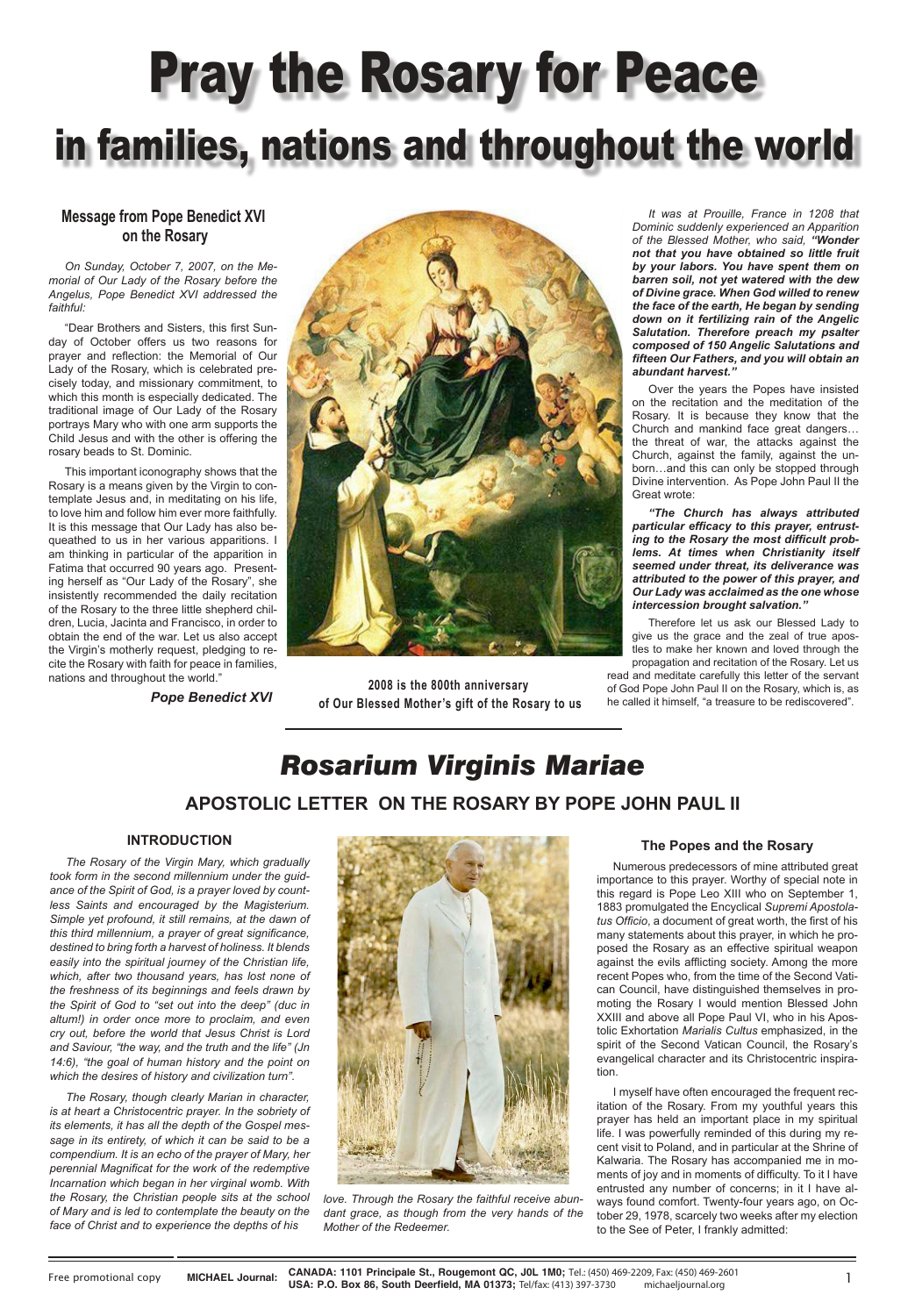# Pray the Rosary for Peace in families, nations and throughout the world

#### **INTRODUCTION**

*The Rosary of the Virgin Mary, which gradually took form in the second millennium under the guidance of the Spirit of God, is a prayer loved by countless Saints and encouraged by the Magisterium. Simple yet profound, it still remains, at the dawn of this third millennium, a prayer of great significance, destined to bring forth a harvest of holiness. It blends easily into the spiritual journey of the Christian life, which, after two thousand years, has lost none of the freshness of its beginnings and feels drawn by the Spirit of God to "set out into the deep" (duc in altum!) in order once more to proclaim, and even* 



*cry out, before the world that Jesus Christ is Lord and Saviour, "the way, and the truth and the life" (Jn 14:6), "the goal of human history and the point on which the desires of history and civilization turn".*

*The Rosary, though clearly Marian in character, is at heart a Christocentric prayer. In the sobriety of its elements, it has all the depth of the Gospel message in its entirety, of which it can be said to be a compendium. It is an echo of the prayer of Mary, her perennial Magnificat for the work of the redemptive Incarnation which began in her virginal womb. With the Rosary, the Christian people sits at the school of Mary and is led to contemplate the beauty on the face of Christ and to experience the depths of his* 

*love. Through the Rosary the faithful receive abundant grace, as though from the very hands of the Mother of the Redeemer.* 

*It was at Prouille, France in 1208 that Dominic suddenly experienced an Apparition of the Blessed Mother, who said, "Wonder not that you have obtained so little fruit by your labors. You have spent them on barren soil, not yet watered with the dew of Divine grace. When God willed to renew the face of the earth, He began by sending down on it fertilizing rain of the Angelic Salutation. Therefore preach my psalter composed of 150 Angelic Salutations and fifteen Our Fathers, and you will obtain an abundant harvest."*

Over the years the Popes have insisted on the recitation and the meditation of the Rosary. It is because they know that the Church and mankind face great dangers… the threat of war, the attacks against the Church, against the family, against the unborn…and this can only be stopped through Divine intervention. As Pope John Paul II the Great wrote:

*"The Church has always attributed particular efficacy to this prayer, entrusting to the Rosary the most difficult problems. At times when Christianity itself seemed under threat, its deliverance was attributed to the power of this prayer, and Our Lady was acclaimed as the one whose intercession brought salvation."*

Therefore let us ask our Blessed Lady to give us the grace and the zeal of true apostles to make her known and loved through the propagation and recitation of the Rosary. Let us

read and meditate carefully this letter of the servant of God Pope John Paul II on the Rosary, which is, as he called it himself, "a treasure to be rediscovered".

*On Sunday, October 7, 2007, on the Memorial of Our Lady of the Rosary before the Angelus, Pope Benedict XVI addressed the faithful:*

"Dear Brothers and Sisters, this first Sunday of October offers us two reasons for prayer and reflection: the Memorial of Our Lady of the Rosary, which is celebrated precisely today, and missionary commitment, to which this month is especially dedicated. The traditional image of Our Lady of the Rosary portrays Mary who with one arm supports the Child Jesus and with the other is offering the rosary beads to St. Dominic.

This important iconography shows that the Rosary is a means given by the Virgin to contemplate Jesus and, in meditating on his life, to love him and follow him ever more faithfully. It is this message that Our Lady has also bequeathed to us in her various apparitions. I am thinking in particular of the apparition in Fatima that occurred 90 years ago. Presenting herself as "Our Lady of the Rosary", she insistently recommended the daily recitation of the Rosary to the three little shepherd children, Lucia, Jacinta and Francisco, in order to obtain the end of the war. Let us also accept the Virgin's motherly request, pledging to recite the Rosary with faith for peace in families, nations and throughout the world."

*Pope Benedict XVI*



### **Message from Pope Benedict XVI on the Rosary**

**2008 is the 800th anniversary of Our Blessed Mother's gift of the Rosary to us**

## *Rosarium Virginis Mariae*

### **APOSTOLIC LETTER ON THE ROSARY BY POPE JOHN PAUL II**

#### **The Popes and the Rosary**

Numerous predecessors of mine attributed great importance to this prayer. Worthy of special note in this regard is Pope Leo XIII who on September 1, 1883 promulgated the Encyclical *Supremi Apostolatus Officio*, a document of great worth, the first of his many statements about this prayer, in which he proposed the Rosary as an effective spiritual weapon against the evils afflicting society. Among the more recent Popes who, from the time of the Second Vatican Council, have distinguished themselves in promoting the Rosary I would mention Blessed John XXIII and above all Pope Paul VI, who in his Apostolic Exhortation *Marialis Cultus* emphasized, in the spirit of the Second Vatican Council, the Rosary's evangelical character and its Christocentric inspiration.

I myself have often encouraged the frequent recitation of the Rosary. From my youthful years this prayer has held an important place in my spiritual life. I was powerfully reminded of this during my recent visit to Poland, and in particular at the Shrine of Kalwaria. The Rosary has accompanied me in moments of joy and in moments of difficulty. To it I have entrusted any number of concerns; in it I have always found comfort. Twenty-four years ago, on October 29, 1978, scarcely two weeks after my election to the See of Peter, I frankly admitted:

**CANADA: 1101 Principale St., Rougemont QC, J0L 1M0;** Tel.: (450) 469-2209, Fax: (450) 469-2601<br>**USA: P.O. Box 86, South Deerfield, MA 01373;** Tel/fax: (413) 397-3730 michaeljournal.org Free promotional copy **MICHAEL Journal: CANADA: TIUT Principale St., Rougeniont QC, JUL TIMO, Tel.: (450) 44<br>USA: P.O. Box 86, South Deerfield, MA 01373; Tel/fax: (413) 397-3730**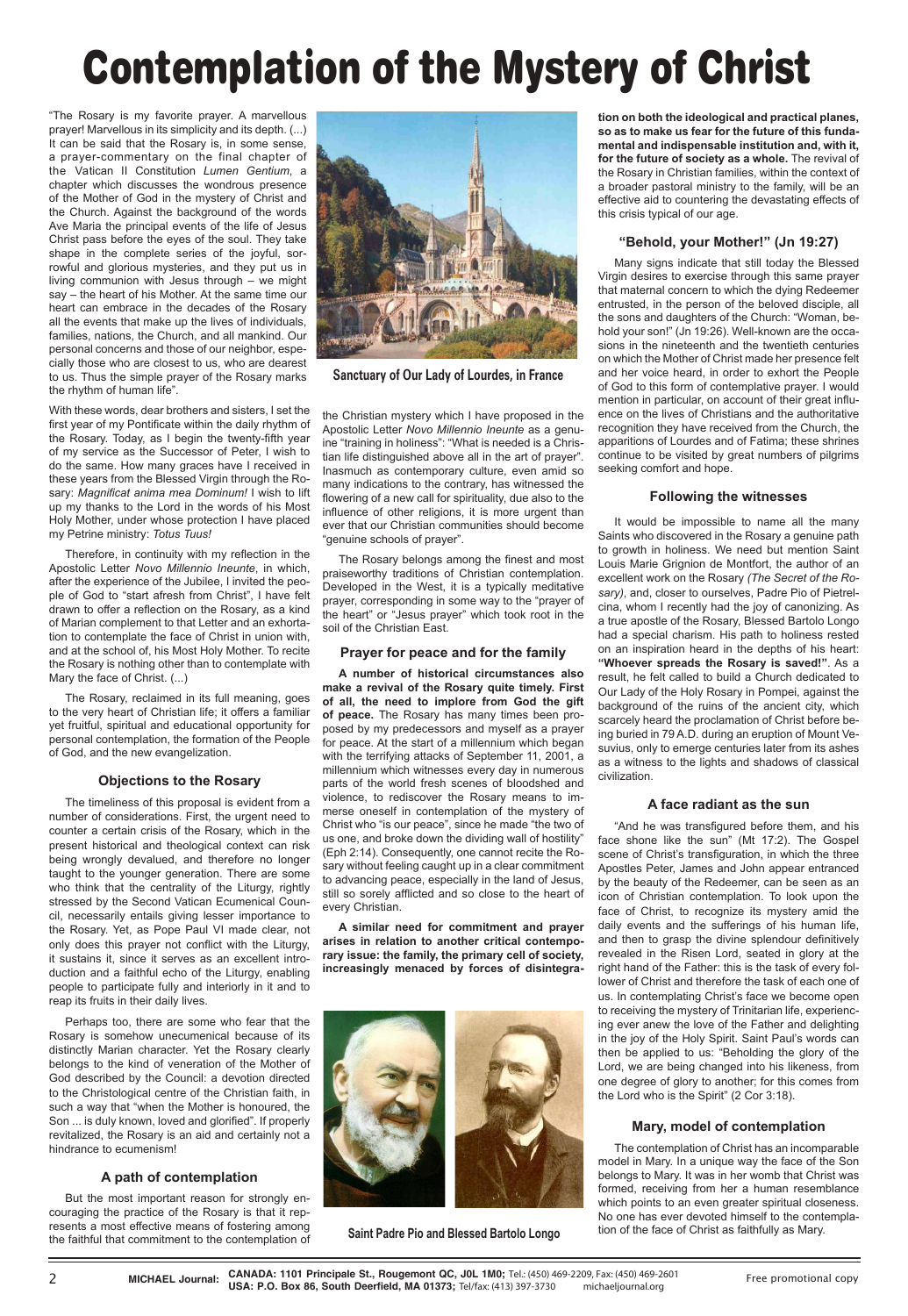"The Rosary is my favorite prayer. A marvellous prayer! Marvellous in its simplicity and its depth. (...) It can be said that the Rosary is, in some sense, a prayer-commentary on the final chapter of the Vatican II Constitution *Lumen Gentium*, a chapter which discusses the wondrous presence of the Mother of God in the mystery of Christ and the Church. Against the background of the words Ave Maria the principal events of the life of Jesus Christ pass before the eyes of the soul. They take shape in the complete series of the joyful, sorrowful and glorious mysteries, and they put us in living communion with Jesus through – we might say – the heart of his Mother. At the same time our heart can embrace in the decades of the Rosary all the events that make up the lives of individuals, families, nations, the Church, and all mankind. Our personal concerns and those of our neighbor, especially those who are closest to us, who are dearest to us. Thus the simple prayer of the Rosary marks the rhythm of human life".

With these words, dear brothers and sisters, I set the first year of my Pontificate within the daily rhythm of the Rosary. Today, as I begin the twenty-fifth year of my service as the Successor of Peter, I wish to do the same. How many graces have I received in these years from the Blessed Virgin through the Rosary: *Magnificat anima mea Dominum!* I wish to lift up my thanks to the Lord in the words of his Most Holy Mother, under whose protection I have placed my Petrine ministry: *Totus Tuus!*

Therefore, in continuity with my reflection in the Apostolic Letter *Novo Millennio Ineunte*, in which, after the experience of the Jubilee, I invited the people of God to "start afresh from Christ", I have felt drawn to offer a reflection on the Rosary, as a kind of Marian complement to that Letter and an exhortation to contemplate the face of Christ in union with, and at the school of, his Most Holy Mother. To recite the Rosary is nothing other than to contemplate with Mary the face of Christ. (...)

The Rosary, reclaimed in its full meaning, goes to the very heart of Christian life; it offers a familiar yet fruitful, spiritual and educational opportunity for personal contemplation, the formation of the People of God, and the new evangelization.

#### **Objections to the Rosary**

The timeliness of this proposal is evident from a number of considerations. First, the urgent need to counter a certain crisis of the Rosary, which in the present historical and theological context can risk being wrongly devalued, and therefore no longer taught to the younger generation. There are some who think that the centrality of the Liturgy, rightly stressed by the Second Vatican Ecumenical Council, necessarily entails giving lesser importance to the Rosary. Yet, as Pope Paul VI made clear, not only does this prayer not conflict with the Liturgy, it sustains it, since it serves as an excellent introduction and a faithful echo of the Liturgy, enabling people to participate fully and interiorly in it and to reap its fruits in their daily lives.

Perhaps too, there are some who fear that the

Rosary is somehow unecumenical because of its distinctly Marian character. Yet the Rosary clearly belongs to the kind of veneration of the Mother of God described by the Council: a devotion directed to the Christological centre of the Christian faith, in such a way that "when the Mother is honoured, the Son ... is duly known, loved and glorified". If properly revitalized, the Rosary is an aid and certainly not a hindrance to ecumenism!

#### **A path of contemplation**

But the most important reason for strongly encouraging the practice of the Rosary is that it represents a most effective means of fostering among the faithful that commitment to the contemplation of

the Christian mystery which I have proposed in the Apostolic Letter *Novo Millennio Ineunte* as a genuine "training in holiness": "What is needed is a Christian life distinguished above all in the art of prayer". Inasmuch as contemporary culture, even amid so many indications to the contrary, has witnessed the flowering of a new call for spirituality, due also to the influence of other religions, it is more urgent than ever that our Christian communities should become "genuine schools of prayer".

The Rosary belongs among the finest and most praiseworthy traditions of Christian contemplation. Developed in the West, it is a typically meditative prayer, corresponding in some way to the "prayer of the heart" or "Jesus prayer" which took root in the soil of the Christian East.

#### **Prayer for peace and for the family**

**A number of historical circumstances also make a revival of the Rosary quite timely. First of all, the need to implore from God the gift of peace.** The Rosary has many times been proposed by my predecessors and myself as a prayer for peace. At the start of a millennium which began with the terrifying attacks of September 11, 2001, a millennium which witnesses every day in numerous parts of the world fresh scenes of bloodshed and violence, to rediscover the Rosary means to immerse oneself in contemplation of the mystery of Christ who "is our peace", since he made "the two of us one, and broke down the dividing wall of hostility" (Eph 2:14). Consequently, one cannot recite the Rosary without feeling caught up in a clear commitment to advancing peace, especially in the land of Jesus, still so sorely afflicted and so close to the heart of every Christian.

**A similar need for commitment and prayer arises in relation to another critical contemporary issue: the family, the primary cell of society, increasingly menaced by forces of disintegra-**



**tion on both the ideological and practical planes, so as to make us fear for the future of this fundamental and indispensable institution and, with it, for the future of society as a whole.** The revival of the Rosary in Christian families, within the context of a broader pastoral ministry to the family, will be an effective aid to countering the devastating effects of this crisis typical of our age.

### **"Behold, your Mother!" (Jn 19:27)**

Many signs indicate that still today the Blessed Virgin desires to exercise through this same prayer that maternal concern to which the dying Redeemer entrusted, in the person of the beloved disciple, all the sons and daughters of the Church: "Woman, behold your son!" (Jn 19:26). Well-known are the occasions in the nineteenth and the twentieth centuries on which the Mother of Christ made her presence felt and her voice heard, in order to exhort the People of God to this form of contemplative prayer. I would mention in particular, on account of their great influence on the lives of Christians and the authoritative recognition they have received from the Church, the apparitions of Lourdes and of Fatima; these shrines continue to be visited by great numbers of pilgrims seeking comfort and hope.

#### **Following the witnesses**

It would be impossible to name all the many Saints who discovered in the Rosary a genuine path to growth in holiness. We need but mention Saint Louis Marie Grignion de Montfort, the author of an excellent work on the Rosary *(The Secret of the Rosary)*, and, closer to ourselves, Padre Pio of Pietrelcina, whom I recently had the joy of canonizing. As a true apostle of the Rosary, Blessed Bartolo Longo had a special charism. His path to holiness rested on an inspiration heard in the depths of his heart: **"Whoever spreads the Rosary is saved!"**. As a result, he felt called to build a Church dedicated to Our Lady of the Holy Rosary in Pompei, against the background of the ruins of the ancient city, which scarcely heard the proclamation of Christ before being buried in 79 A.D. during an eruption of Mount Vesuvius, only to emerge centuries later from its ashes as a witness to the lights and shadows of classical civilization.

#### **A face radiant as the sun**

"And he was transfigured before them, and his face shone like the sun" (Mt 17:2). The Gospel scene of Christ's transfiguration, in which the three Apostles Peter, James and John appear entranced by the beauty of the Redeemer, can be seen as an icon of Christian contemplation. To look upon the face of Christ, to recognize its mystery amid the daily events and the sufferings of his human life, and then to grasp the divine splendour definitively revealed in the Risen Lord, seated in glory at the right hand of the Father: this is the task of every follower of Christ and therefore the task of each one of us. In contemplating Christ's face we become open to receiving the mystery of Trinitarian life, experiencing ever anew the love of the Father and delighting in the joy of the Holy Spirit. Saint Paul's words can then be applied to us: "Beholding the glory of the Lord, we are being changed into his likeness, from one degree of glory to another; for this comes from the Lord who is the Spirit" (2 Cor 3:18).

#### **Mary, model of contemplation**

The contemplation of Christ has an incomparable model in Mary. In a unique way the face of the Son belongs to Mary. It was in her womb that Christ was formed, receiving from her a human resemblance which points to an even greater spiritual closeness. No one has ever devoted himself to the contemplation of the face of Christ as faithfully as Mary.

**MICHAEL Journal: CANADA: 1101 Principale St., Rougemont QC, J0L 1M0;** Tel.: (450) 469-2209, Fax: (450) 469-2601 Free promotional copy **CANADA: P.O. Box 86, South Deerfield, MA 01373;** Tel/fax: (413) 397-3730 michaeljourna **USA: P.O. Box 86, South Deerfield, MA 01373; Tel/fax: (413) 397-3730** 

# Contemplation of the Mystery of Christ



**Sanctuary of Our Lady of Lourdes, in France**

#### **Saint Padre Pio and Blessed Bartolo Longo**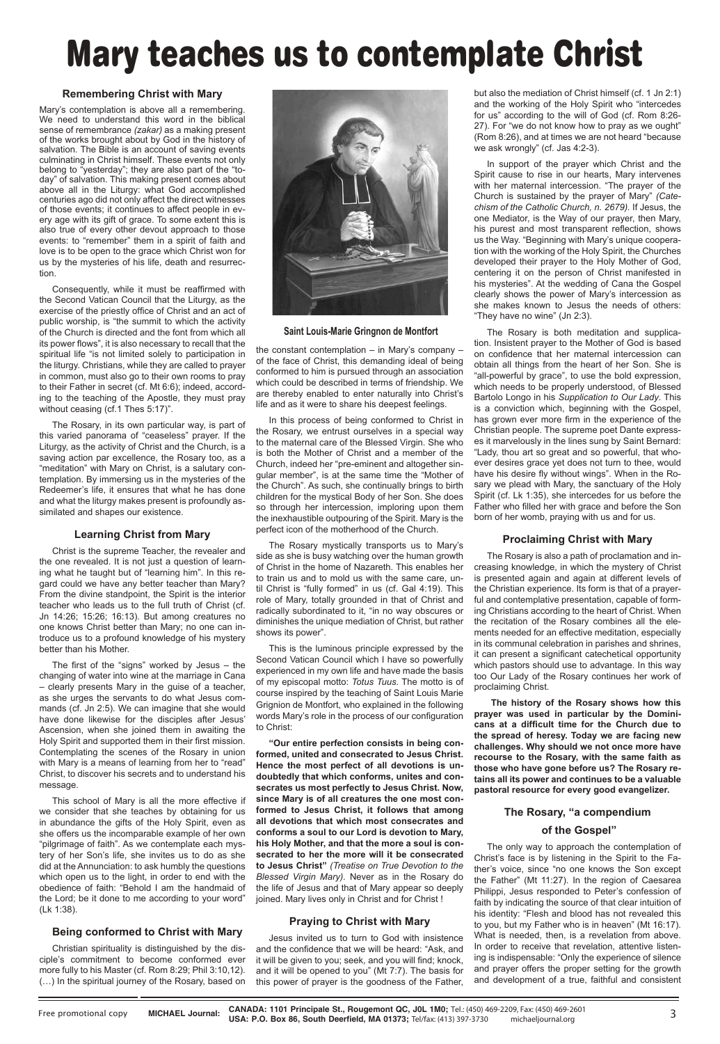#### **Remembering Christ with Mary**

Consequently, while it must be reaffirmed with the Second Vatican Council that the Liturgy, as the exercise of the priestly office of Christ and an act of public worship, is "the summit to which the activity of the Church is directed and the font from which all its power flows", it is also necessary to recall that the spiritual life "is not limited solely to participation in the liturgy. Christians, while they are called to prayer in common, must also go to their own rooms to pray to their Father in secret (cf. Mt 6:6); indeed, according to the teaching of the Apostle, they must pray without ceasing (cf.1 Thes 5:17)".

Mary's contemplation is above all a remembering. We need to understand this word in the biblical sense of remembrance *(zakar)* as a making present of the works brought about by God in the history of salvation. The Bible is an account of saving events culminating in Christ himself. These events not only belong to "yesterday"; they are also part of the "today" of salvation. This making present comes about above all in the Liturgy: what God accomplished centuries ago did not only affect the direct witnesses of those events; it continues to affect people in every age with its gift of grace. To some extent this is also true of every other devout approach to those events: to "remember" them in a spirit of faith and love is to be open to the grace which Christ won for us by the mysteries of his life, death and resurrection.

The Rosary, in its own particular way, is part of this varied panorama of "ceaseless" prayer. If the Liturgy, as the activity of Christ and the Church, is a saving action par excellence, the Rosary too, as a "meditation" with Mary on Christ, is a salutary contemplation. By immersing us in the mysteries of the Redeemer's life, it ensures that what he has done and what the liturgy makes present is profoundly assimilated and shapes our existence.

#### **Learning Christ from Mary**

Christ is the supreme Teacher, the revealer and the one revealed. It is not just a question of learning what he taught but of "learning him". In this regard could we have any better teacher than Mary? From the divine standpoint, the Spirit is the interior teacher who leads us to the full truth of Christ (cf. Jn 14:26; 15:26; 16:13). But among creatures no one knows Christ better than Mary; no one can introduce us to a profound knowledge of his mystery better than his Mother.

> **"Our entire perfection consists in being conformed, united and consecrated to Jesus Christ. Hence the most perfect of all devotions is undoubtedly that which conforms, unites and consecrates us most perfectly to Jesus Christ. Now, since Mary is of all creatures the one most conformed to Jesus Christ, it follows that among all devotions that which most consecrates and conforms a soul to our Lord is devotion to Mary, his Holy Mother, and that the more a soul is consecrated to her the more will it be consecrated to Jesus Christ"** *(Treatise on True Devotion to the Blessed Virgin Mary).* Never as in the Rosary do the life of Jesus and that of Mary appear so deeply joined. Mary lives only in Christ and for Christ !

The first of the "signs" worked by Jesus – the changing of water into wine at the marriage in Cana – clearly presents Mary in the guise of a teacher, as she urges the servants to do what Jesus commands (cf. Jn 2:5). We can imagine that she would have done likewise for the disciples after Jesus' Ascension, when she joined them in awaiting the Holy Spirit and supported them in their first mission. Contemplating the scenes of the Rosary in union with Mary is a means of learning from her to "read" Christ, to discover his secrets and to understand his message.

This school of Mary is all the more effective if we consider that she teaches by obtaining for us



in abundance the gifts of the Holy Spirit, even as she offers us the incomparable example of her own "pilgrimage of faith". As we contemplate each mystery of her Son's life, she invites us to do as she did at the Annunciation: to ask humbly the questions which open us to the light, in order to end with the obedience of faith: "Behold I am the handmaid of the Lord; be it done to me according to your word" (Lk 1:38).

#### **Being conformed to Christ with Mary**

Christian spirituality is distinguished by the disciple's commitment to become conformed ever more fully to his Master (cf. Rom 8:29; Phil 3:10,12). (…) In the spiritual journey of the Rosary, based on

the constant contemplation – in Mary's company – of the face of Christ, this demanding ideal of being conformed to him is pursued through an association which could be described in terms of friendship. We are thereby enabled to enter naturally into Christ's life and as it were to share his deepest feelings.

In this process of being conformed to Christ in the Rosary, we entrust ourselves in a special way to the maternal care of the Blessed Virgin. She who is both the Mother of Christ and a member of the Church, indeed her "pre-eminent and altogether singular member", is at the same time the "Mother of the Church". As such, she continually brings to birth children for the mystical Body of her Son. She does so through her intercession, imploring upon them the inexhaustible outpouring of the Spirit. Mary is the perfect icon of the motherhood of the Church.

The Rosary mystically transports us to Mary's side as she is busy watching over the human growth of Christ in the home of Nazareth. This enables her to train us and to mold us with the same care, until Christ is "fully formed" in us (cf. Gal 4:19). This role of Mary, totally grounded in that of Christ and radically subordinated to it, "in no way obscures or diminishes the unique mediation of Christ, but rather shows its power".

This is the luminous principle expressed by the Second Vatican Council which I have so powerfully experienced in my own life and have made the basis of my episcopal motto: *Totus Tuus*. The motto is of course inspired by the teaching of Saint Louis Marie Grignion de Montfort, who explained in the following words Mary's role in the process of our configuration to Christ:

#### **Praying to Christ with Mary**

Jesus invited us to turn to God with insistence and the confidence that we will be heard: "Ask, and it will be given to you; seek, and you will find; knock, and it will be opened to you" (Mt 7:7). The basis for this power of prayer is the goodness of the Father,

but also the mediation of Christ himself (cf. 1 Jn 2:1) and the working of the Holy Spirit who "intercedes for us" according to the will of God (cf. Rom 8:26- 27). For "we do not know how to pray as we ought" (Rom 8:26), and at times we are not heard "because we ask wrongly" (cf. Jas 4:2-3).

In support of the prayer which Christ and the Spirit cause to rise in our hearts, Mary intervenes with her maternal intercession. "The prayer of the Church is sustained by the prayer of Mary" *(Catechism of the Catholic Church, n. 2679).* If Jesus, the one Mediator, is the Way of our prayer, then Mary, his purest and most transparent reflection, shows us the Way. "Beginning with Mary's unique cooperation with the working of the Holy Spirit, the Churches developed their prayer to the Holy Mother of God, centering it on the person of Christ manifested in his mysteries". At the wedding of Cana the Gospel clearly shows the power of Mary's intercession as she makes known to Jesus the needs of others: "They have no wine" (Jn 2:3).

The Rosary is both meditation and supplication. Insistent prayer to the Mother of God is based on confidence that her maternal intercession can obtain all things from the heart of her Son. She is "all-powerful by grace", to use the bold expression, which needs to be properly understood, of Blessed Bartolo Longo in his *Supplication to Our Lady*. This is a conviction which, beginning with the Gospel, has grown ever more firm in the experience of the Christian people. The supreme poet Dante expresses it marvelously in the lines sung by Saint Bernard: "Lady, thou art so great and so powerful, that whoever desires grace yet does not turn to thee, would have his desire fly without wings". When in the Rosary we plead with Mary, the sanctuary of the Holy Spirit (cf. Lk 1:35), she intercedes for us before the Father who filled her with grace and before the Son born of her womb, praying with us and for us.

#### **Proclaiming Christ with Mary**

The Rosary is also a path of proclamation and increasing knowledge, in which the mystery of Christ is presented again and again at different levels of the Christian experience. Its form is that of a prayerful and contemplative presentation, capable of forming Christians according to the heart of Christ. When the recitation of the Rosary combines all the elements needed for an effective meditation, especially in its communal celebration in parishes and shrines, it can present a significant catechetical opportunity which pastors should use to advantage. In this way too Our Lady of the Rosary continues her work of proclaiming Christ.

 **The history of the Rosary shows how this prayer was used in particular by the Dominicans at a difficult time for the Church due to the spread of heresy. Today we are facing new challenges. Why should we not once more have recourse to the Rosary, with the same faith as those who have gone before us? The Rosary retains all its power and continues to be a valuable pastoral resource for every good evangelizer.**

#### **The Rosary, "a compendium**

#### **of the Gospel"**

The only way to approach the contemplation of Christ's face is by listening in the Spirit to the Father's voice, since "no one knows the Son except the Father" (Mt 11:27). In the region of Caesarea Philippi, Jesus responded to Peter's confession of faith by indicating the source of that clear intuition of his identity: "Flesh and blood has not revealed this to you, but my Father who is in heaven" (Mt 16:17). What is needed, then, is a revelation from above. In order to receive that revelation, attentive listening is indispensable: "Only the experience of silence and prayer offers the proper setting for the growth and development of a true, faithful and consistent

**CANADA: 1101 Principale St., Rougemont QC, JOL 1M0;** Tel.: (450) 469-2209, Fax: (450) 469-2601<br>**USA: P.O. Box 86, South Deerfield, MA 01373;** Tel/fax: (413) 397-3730 michaeljournal.org Free promotional copy **MICHAEL Journal: CANADA: TIUT Principale St., Rougeniont QC, JUL TIMO, Tel.: (450) 44<br>USA: P.O. Box 86, South Deerfield, MA 01373; Tel/fax: (413) 397-3730** 

## Mary teaches us to contemplate Christ

#### **Saint Louis-Marie Gringnon de Montfort**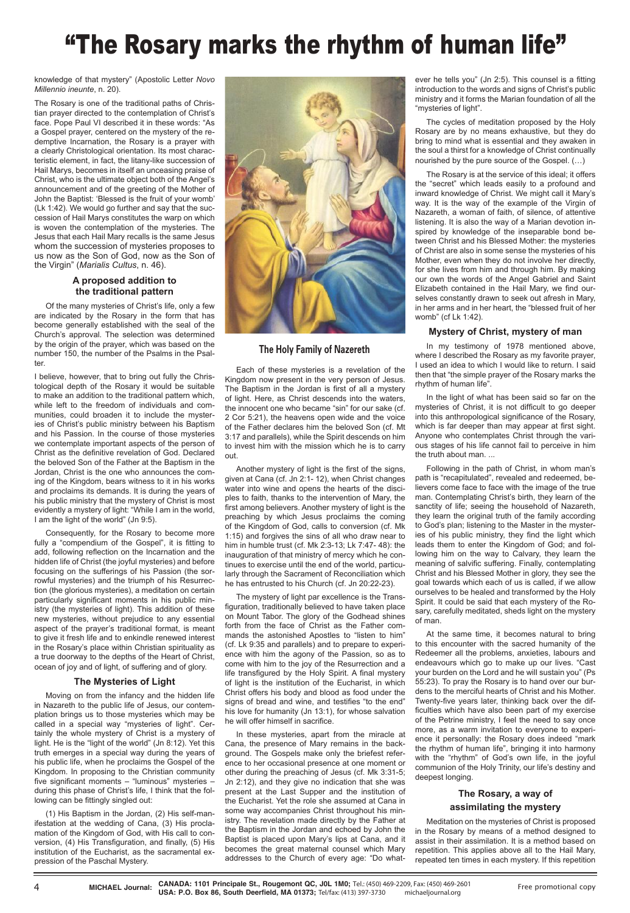Each of these mysteries is a revelation of the Kingdom now present in the very person of Jesus. The Baptism in the Jordan is first of all a mystery of light. Here, as Christ descends into the waters, the innocent one who became "sin" for our sake (cf. 2 Cor 5:21), the heavens open wide and the voice of the Father declares him the beloved Son (cf. Mt 3:17 and parallels), while the Spirit descends on him to invest him with the mission which he is to carry out.

Another mystery of light is the first of the signs, given at Cana (cf. Jn 2:1- 12), when Christ changes water into wine and opens the hearts of the disciples to faith, thanks to the intervention of Mary, the first among believers. Another mystery of light is the preaching by which Jesus proclaims the coming of the Kingdom of God, calls to conversion (cf. Mk 1:15) and forgives the sins of all who draw near to him in humble trust (cf. Mk 2:3-13; Lk 7:47- 48): the inauguration of that ministry of mercy which he continues to exercise until the end of the world, particularly through the Sacrament of Reconciliation which he has entrusted to his Church (cf. Jn 20:22-23).

The mystery of light par excellence is the Transfiguration, traditionally believed to have taken place on Mount Tabor. The glory of the Godhead shines forth from the face of Christ as the Father commands the astonished Apostles to "listen to him" (cf. Lk 9:35 and parallels) and to prepare to experience with him the agony of the Passion, so as to come with him to the joy of the Resurrection and a life transfigured by the Holy Spirit. A final mystery of light is the institution of the Eucharist, in which Christ offers his body and blood as food under the signs of bread and wine, and testifies "to the end" his love for humanity (Jn 13:1), for whose salvation

he will offer himself in sacrifice.

In these mysteries, apart from the miracle at Cana, the presence of Mary remains in the background. The Gospels make only the briefest reference to her occasional presence at one moment or other during the preaching of Jesus (cf. Mk 3:31-5; Jn 2:12), and they give no indication that she was present at the Last Supper and the institution of the Eucharist. Yet the role she assumed at Cana in some way accompanies Christ throughout his ministry. The revelation made directly by the Father at the Baptism in the Jordan and echoed by John the Baptist is placed upon Mary's lips at Cana, and it becomes the great maternal counsel which Mary addresses to the Church of every age: "Do whatever he tells you" (Jn 2:5). This counsel is a fitting introduction to the words and signs of Christ's public ministry and it forms the Marian foundation of all the "mysteries of light".

The cycles of meditation proposed by the Holy Rosary are by no means exhaustive, but they do bring to mind what is essential and they awaken in the soul a thirst for a knowledge of Christ continually nourished by the pure source of the Gospel. (…)

The Rosary is at the service of this ideal; it offers the "secret" which leads easily to a profound and inward knowledge of Christ. We might call it Mary's way. It is the way of the example of the Virgin of Nazareth, a woman of faith, of silence, of attentive listening. It is also the way of a Marian devotion inspired by knowledge of the inseparable bond between Christ and his Blessed Mother: the mysteries of Christ are also in some sense the mysteries of his Mother, even when they do not involve her directly, for she lives from him and through him. By making our own the words of the Angel Gabriel and Saint Elizabeth contained in the Hail Mary, we find ourselves constantly drawn to seek out afresh in Mary, in her arms and in her heart, the "blessed fruit of her womb" (cf Lk 1:42).

I believe, however, that to bring out fully the Christological depth of the Rosary it would be suitable to make an addition to the traditional pattern which, while left to the freedom of individuals and communities, could broaden it to include the mysteries of Christ's public ministry between his Baptism and his Passion. In the course of those mysteries we contemplate important aspects of the person of Christ as the definitive revelation of God. Declared the beloved Son of the Father at the Baptism in the Jordan, Christ is the one who announces the coming of the Kingdom, bears witness to it in his works and proclaims its demands. It is during the years of his public ministry that the mystery of Christ is most evidently a mystery of light: "While I am in the world, I am the light of the world" (Jn 9:5).

#### **Mystery of Christ, mystery of man**

In my testimony of 1978 mentioned above, where I described the Rosary as my favorite prayer, I used an idea to which I would like to return. I said then that "the simple prayer of the Rosary marks the rhythm of human life".

In the light of what has been said so far on the mysteries of Christ, it is not difficult to go deeper into this anthropological significance of the Rosary, which is far deeper than may appear at first sight. Anyone who contemplates Christ through the various stages of his life cannot fail to perceive in him the truth about man. ...

Following in the path of Christ, in whom man's path is "recapitulated", revealed and redeemed, believers come face to face with the image of the true man. Contemplating Christ's birth, they learn of the sanctity of life; seeing the household of Nazareth, they learn the original truth of the family according to God's plan; listening to the Master in the mysteries of his public ministry, they find the light which leads them to enter the Kingdom of God; and following him on the way to Calvary, they learn the meaning of salvific suffering. Finally, contemplating Christ and his Blessed Mother in glory, they see the goal towards which each of us is called, if we allow ourselves to be healed and transformed by the Holy Spirit. It could be said that each mystery of the Rosary, carefully meditated, sheds light on the mystery of man.

At the same time, it becomes natural to bring to this encounter with the sacred humanity of the Redeemer all the problems, anxieties, labours and endeavours which go to make up our lives. "Cast your burden on the Lord and he will sustain you" (Ps 55:23). To pray the Rosary is to hand over our burdens to the merciful hearts of Christ and his Mother. Twenty-five years later, thinking back over the difficulties which have also been part of my exercise of the Petrine ministry, I feel the need to say once more, as a warm invitation to everyone to experience it personally: the Rosary does indeed "mark the rhythm of human life", bringing it into harmony with the "rhythm" of God's own life, in the joyful communion of the Holy Trinity, our life's destiny and deepest longing.

### **The Rosary, a way of assimilating the mystery**

Meditation on the mysteries of Christ is proposed in the Rosary by means of a method designed to assist in their assimilation. It is a method based on repetition. This applies above all to the Hail Mary, repeated ten times in each mystery. If this repetition

A MICHAEL Journal: CANADA: 1101 Principale St., Rougemont QC, JOL 1M0; Tel.: (450) 469-2209, Fax: (450) 469-2601<br> **CANADA: P.O. Box 86, South Deerfield, MA 01373;** Tel/fax: (413) 397-3730 michaeljournal.org **USA: P.O. Box 86, South Deerfield, MA 01373; Tel/fax: (413) 397-3730** 

## "The Rosary marks the rhythm of human life"

#### **The Holy Family of Nazereth**

knowledge of that mystery" (Apostolic Letter *Novo Millennio ineunte*, n. 20).

The Rosary is one of the traditional paths of Christian prayer directed to the contemplation of Christ's face. Pope Paul VI described it in these words: "As a Gospel prayer, centered on the mystery of the redemptive Incarnation, the Rosary is a prayer with a clearly Christological orientation. Its most characteristic element, in fact, the litany-like succession of Hail Marys, becomes in itself an unceasing praise of Christ, who is the ultimate object both of the Angel's announcement and of the greeting of the Mother of John the Baptist: 'Blessed is the fruit of your womb' (Lk 1:42). We would go further and say that the succession of Hail Marys constitutes the warp on which is woven the contemplation of the mysteries. The Jesus that each Hail Mary recalls is the same Jesus whom the succession of mysteries proposes to us now as the Son of God, now as the Son of the Virgin" (*Marialis Cultus*, n. 46).

#### **A proposed addition to the traditional pattern**

Of the many mysteries of Christ's life, only a few are indicated by the Rosary in the form that has become generally established with the seal of the Church's approval. The selection was determined by the origin of the prayer, which was based on the number 150, the number of the Psalms in the Psalter.

Consequently, for the Rosary to become more fully a "compendium of the Gospel", it is fitting to add, following reflection on the Incarnation and the hidden life of Christ (the joyful mysteries) and before focusing on the sufferings of his Passion (the sorrowful mysteries) and the triumph of his Resurrection (the glorious mysteries), a meditation on certain particularly significant moments in his public ministry (the mysteries of light). This addition of these new mysteries, without prejudice to any essential aspect of the prayer's traditional format, is meant to give it fresh life and to enkindle renewed interest in the Rosary's place within Christian spirituality as a true doorway to the depths of the Heart of Christ, ocean of joy and of light, of suffering and of glory.

#### **The Mysteries of Light**

Moving on from the infancy and the hidden life in Nazareth to the public life of Jesus, our contem-



plation brings us to those mysteries which may be called in a special way "mysteries of light". Certainly the whole mystery of Christ is a mystery of light. He is the "light of the world" (Jn 8:12). Yet this truth emerges in a special way during the years of his public life, when he proclaims the Gospel of the Kingdom. In proposing to the Christian community five significant moments – "luminous" mysteries – during this phase of Christ's life, I think that the following can be fittingly singled out:

(1) His Baptism in the Jordan, (2) His self-manifestation at the wedding of Cana, (3) His proclamation of the Kingdom of God, with His call to conversion, (4) His Transfiguration, and finally, (5) His institution of the Eucharist, as the sacramental expression of the Paschal Mystery.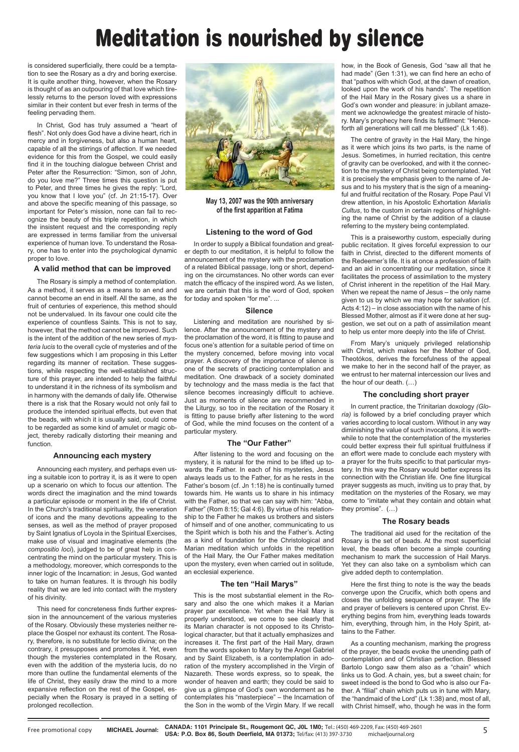is considered superficially, there could be a temptation to see the Rosary as a dry and boring exercise. It is quite another thing, however, when the Rosary is thought of as an outpouring of that love which tirelessly returns to the person loved with expressions similar in their content but ever fresh in terms of the feeling pervading them.

In Christ, God has truly assumed a "heart of flesh". Not only does God have a divine heart, rich in mercy and in forgiveness, but also a human heart, capable of all the stirrings of affection. If we needed evidence for this from the Gospel, we could easily find it in the touching dialogue between Christ and Peter after the Resurrection: "Simon, son of John, do you love me?" Three times this question is put to Peter, and three times he gives the reply: "Lord, you know that I love you" (cf. Jn 21:15-17). Over and above the specific meaning of this passage, so important for Peter's mission, none can fail to recognize the beauty of this triple repetition, in which the insistent request and the corresponding reply are expressed in terms familiar from the universal experience of human love. To understand the Rosary, one has to enter into the psychological dynamic proper to love.

#### **A valid method that can be improved**

The Rosary is simply a method of contemplation. As a method, it serves as a means to an end and cannot become an end in itself. All the same, as the fruit of centuries of experience, this method should not be undervalued. In its favour one could cite the experience of countless Saints. This is not to say, however, that the method cannot be improved. Such is the intent of the addition of the new series of *mysteria lucis* to the overall cycle of mysteries and of the few suggestions which I am proposing in this Letter regarding its manner of recitation. These suggestions, while respecting the well-established structure of this prayer, are intended to help the faithful to understand it in the richness of its symbolism and in harmony with the demands of daily life. Otherwise there is a risk that the Rosary would not only fail to produce the intended spiritual effects, but even that the beads, with which it is usually said, could come to be regarded as some kind of amulet or magic object, thereby radically distorting their meaning and function.

#### **Announcing each mystery**

Announcing each mystery, and perhaps even using a suitable icon to portray it, is as it were to open up a scenario on which to focus our attention. The words direct the imagination and the mind towards a particular episode or moment in the life of Christ. In the Church's traditional spirituality, the veneration of icons and the many devotions appealing to the senses, as well as the method of prayer proposed by Saint Ignatius of Loyola in the Spiritual Exercises, make use of visual and imaginative elements (the *compositio loci*), judged to be of great help in concentrating the mind on the particular mystery. This is a methodology, moreover, which corresponds to the inner logic of the Incarnation: in Jesus, God wanted to take on human features. It is through his bodily reality that we are led into contact with the mystery of his divinity. This need for concreteness finds further expression in the announcement of the various mysteries of the Rosary. Obviously these mysteries neither replace the Gospel nor exhaust its content. The Rosary, therefore, is no substitute for lectio divina; on the contrary, it presupposes and promotes it. Yet, even though the mysteries contemplated in the Rosary, even with the addition of the mysteria lucis, do no more than outline the fundamental elements of the life of Christ, they easily draw the mind to a more expansive reflection on the rest of the Gospel, especially when the Rosary is prayed in a setting of prolonged recollection.

#### **Listening to the word of God**

In order to supply a Biblical foundation and greater depth to our meditation, it is helpful to follow the announcement of the mystery with the proclamation of a related Biblical passage, long or short, depending on the circumstances. No other words can ever match the efficacy of the inspired word. As we listen, we are certain that this is the word of God, spoken for today and spoken "for me". ...

#### **Silence**

Listening and meditation are nourished by silence. After the announcement of the mystery and the proclamation of the word, it is fitting to pause and focus one's attention for a suitable period of time on the mystery concerned, before moving into vocal prayer. A discovery of the importance of silence is one of the secrets of practicing contemplation and meditation. One drawback of a society dominated by technology and the mass media is the fact that silence becomes increasingly difficult to achieve. Just as moments of silence are recommended in the Liturgy, so too in the recitation of the Rosary it is fitting to pause briefly after listening to the word of God, while the mind focuses on the content of a particular mystery.

#### **The "Our Father"**

After listening to the word and focusing on the mystery, it is natural for the mind to be lifted up towards the Father. In each of his mysteries, Jesus always leads us to the Father, for as he rests in the Father's bosom (cf. Jn 1:18) he is continually turned towards him. He wants us to share in his intimacy with the Father, so that we can say with him: "Abba, Father" (Rom 8:15; Gal 4:6). By virtue of his relationship to the Father he makes us brothers and sisters of himself and of one another, communicating to us the Spirit which is both his and the Father's. Acting as a kind of foundation for the Christological and Marian meditation which unfolds in the repetition of the Hail Mary, the Our Father makes meditation upon the mystery, even when carried out in solitude, an ecclesial experience.

#### **The ten "Hail Marys"**

This is the most substantial element in the Rosary and also the one which makes it a Marian prayer par excellence. Yet when the Hail Mary is properly understood, we come to see clearly that its Marian character is not opposed to its Christological character, but that it actually emphasizes and increases it. The first part of the Hail Mary, drawn from the words spoken to Mary by the Angel Gabriel and by Saint Elizabeth, is a contemplation in adoration of the mystery accomplished in the Virgin of Nazareth. These words express, so to speak, the wonder of heaven and earth; they could be said to give us a glimpse of God's own wonderment as he contemplates his "masterpiece" – the Incarnation of the Son in the womb of the Virgin Mary. If we recall

how, in the Book of Genesis, God "saw all that he had made" (Gen 1:31), we can find here an echo of that "pathos with which God, at the dawn of creation, looked upon the work of his hands". The repetition of the Hail Mary in the Rosary gives us a share in God's own wonder and pleasure: in jubilant amazement we acknowledge the greatest miracle of history. Mary's prophecy here finds its fulfilment: "Henceforth all generations will call me blessed" (Lk 1:48).

The centre of gravity in the Hail Mary, the hinge as it were which joins its two parts, is the name of Jesus. Sometimes, in hurried recitation, this centre of gravity can be overlooked, and with it the connection to the mystery of Christ being contemplated. Yet it is precisely the emphasis given to the name of Jesus and to his mystery that is the sign of a meaningful and fruitful recitation of the Rosary. Pope Paul VI drew attention, in his Apostolic Exhortation *Marialis Cultus*, to the custom in certain regions of highlighting the name of Christ by the addition of a clause referring to the mystery being contemplated.

This is a praiseworthy custom, especially during public recitation. It gives forceful expression to our faith in Christ, directed to the different moments of the Redeemer's life. It is at once a profession of faith and an aid in concentrating our meditation, since it facilitates the process of assimilation to the mystery of Christ inherent in the repetition of the Hail Mary. When we repeat the name of Jesus – the only name given to us by which we may hope for salvation (cf. Acts 4:12) – in close association with the name of his Blessed Mother, almost as if it were done at her suggestion, we set out on a path of assimilation meant to help us enter more deeply into the life of Christ.

From Mary's uniquely privileged relationship with Christ, which makes her the Mother of God, Theotókos, derives the forcefulness of the appeal we make to her in the second half of the prayer, as we entrust to her maternal intercession our lives and the hour of our death. (…)

#### **The concluding short prayer**

In current practice, the Trinitarian doxology *(Gloria)* is followed by a brief concluding prayer which varies according to local custom. Without in any way diminishing the value of such invocations, it is worthwhile to note that the contemplation of the mysteries could better express their full spiritual fruitfulness if an effort were made to conclude each mystery with a prayer for the fruits specific to that particular mystery. In this way the Rosary would better express its connection with the Christian life. One fine liturgical prayer suggests as much, inviting us to pray that, by meditation on the mysteries of the Rosary, we may come to "imitate what they contain and obtain what they promise". (…)

#### **The Rosary beads**

The traditional aid used for the recitation of the Rosary is the set of beads. At the most superficial level, the beads often become a simple counting mechanism to mark the succession of Hail Marys. Yet they can also take on a symbolism which can give added depth to contemplation.

Here the first thing to note is the way the beads

converge upon the Crucifix, which both opens and closes the unfolding sequence of prayer. The life and prayer of believers is centered upon Christ. Everything begins from him, everything leads towards him, everything, through him, in the Holy Spirit, attains to the Father.

As a counting mechanism, marking the progress of the prayer, the beads evoke the unending path of contemplation and of Christian perfection. Blessed Bartolo Longo saw them also as a "chain" which links us to God. A chain, yes, but a sweet chain; for sweet indeed is the bond to God who is also our Father. A "filial" chain which puts us in tune with Mary, the "handmaid of the Lord" (Lk 1:38) and, most of all, with Christ himself, who, though he was in the form

**CANADA: 1101 Principale St., Rougemont QC, J0L 1M0;** Tel.: (450) 469-2209, Fax: (450) 469-2601<br>**USA: P.O. Box 86, South Deerfield, MA 01373;** Tel/fax: (413) 397-3730 michaeljournal.org **Free promotional copy MICHAEL Journal: CANADA: TIUT Principale St., Hougemont QC, JUL TIMU;** Tel.: (450) 46<br>USA: P.O. Box 86, South Deerfield, MA 01373; Tel/fax: (413) 397-3730

## Meditation is nourished by silence



**May 13, 2007 was the 90th anniversary of the first apparition at Fatima**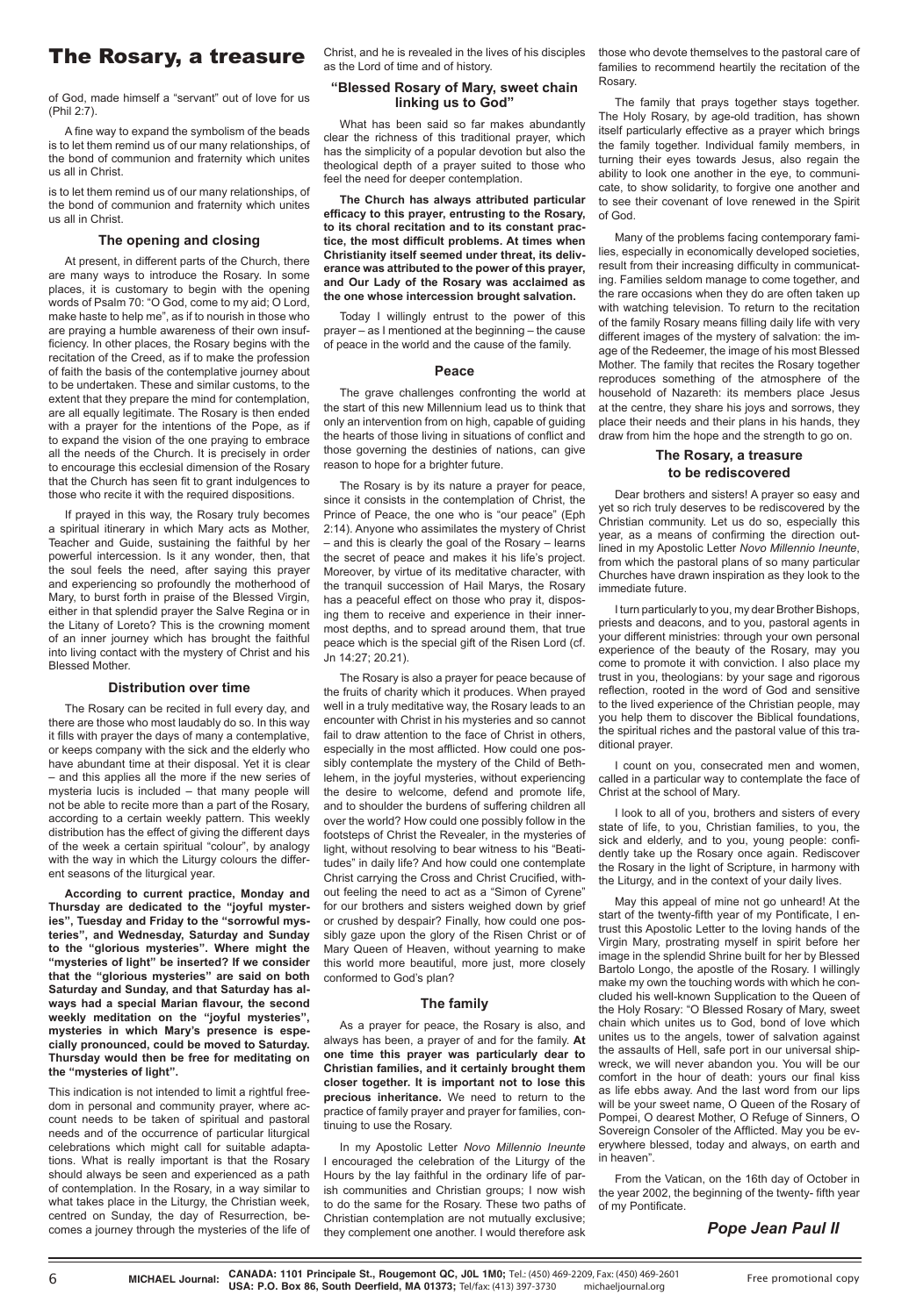of God, made himself a "servant" out of love for us (Phil 2:7).

A fine way to expand the symbolism of the beads is to let them remind us of our many relationships, of the bond of communion and fraternity which unites us all in Christ.

is to let them remind us of our many relationships, of the bond of communion and fraternity which unites us all in Christ.

#### **The opening and closing**

At present, in different parts of the Church, there are many ways to introduce the Rosary. In some places, it is customary to begin with the opening words of Psalm 70: "O God, come to my aid; O Lord, make haste to help me", as if to nourish in those who are praying a humble awareness of their own insufficiency. In other places, the Rosary begins with the recitation of the Creed, as if to make the profession of faith the basis of the contemplative journey about to be undertaken. These and similar customs, to the extent that they prepare the mind for contemplation, are all equally legitimate. The Rosary is then ended with a prayer for the intentions of the Pope, as if to expand the vision of the one praying to embrace all the needs of the Church. It is precisely in order to encourage this ecclesial dimension of the Rosary that the Church has seen fit to grant indulgences to those who recite it with the required dispositions.

If prayed in this way, the Rosary truly becomes a spiritual itinerary in which Mary acts as Mother, Teacher and Guide, sustaining the faithful by her powerful intercession. Is it any wonder, then, that the soul feels the need, after saying this prayer and experiencing so profoundly the motherhood of Mary, to burst forth in praise of the Blessed Virgin, either in that splendid prayer the Salve Regina or in the Litany of Loreto? This is the crowning moment of an inner journey which has brought the faithful into living contact with the mystery of Christ and his Blessed Mother.

#### **Distribution over time**

The Rosary can be recited in full every day, and there are those who most laudably do so. In this way it fills with prayer the days of many a contemplative, or keeps company with the sick and the elderly who have abundant time at their disposal. Yet it is clear – and this applies all the more if the new series of mysteria lucis is included – that many people will not be able to recite more than a part of the Rosary, according to a certain weekly pattern. This weekly distribution has the effect of giving the different days of the week a certain spiritual "colour", by analogy with the way in which the Liturgy colours the different seasons of the liturgical year.

**According to current practice, Monday and Thursday are dedicated to the "joyful mysteries", Tuesday and Friday to the "sorrowful mysteries", and Wednesday, Saturday and Sunday to the "glorious mysteries". Where might the "mysteries of light" be inserted? If we consider that the "glorious mysteries" are said on both Saturday and Sunday, and that Saturday has always had a special Marian flavour, the second weekly meditation on the "joyful mysteries", mysteries in which Mary's presence is especially pronounced, could be moved to Saturday. Thursday would then be free for meditating on the "mysteries of light".** 

This indication is not intended to limit a rightful freedom in personal and community prayer, where account needs to be taken of spiritual and pastoral needs and of the occurrence of particular liturgical celebrations which might call for suitable adaptations. What is really important is that the Rosary should always be seen and experienced as a path of contemplation. In the Rosary, in a way similar to what takes place in the Liturgy, the Christian week, centred on Sunday, the day of Resurrection, becomes a journey through the mysteries of the life of

Christ, and he is revealed in the lives of his disciples those who devote themselves to the pastoral care of families to recommend heartily the recitation of the Rosary.

as the Lord of time and of history.

#### **"Blessed Rosary of Mary, sweet chain linking us to God"**

What has been said so far makes abundantly clear the richness of this traditional prayer, which has the simplicity of a popular devotion but also the theological depth of a prayer suited to those who feel the need for deeper contemplation.

**The Church has always attributed particular efficacy to this prayer, entrusting to the Rosary, to its choral recitation and to its constant practice, the most difficult problems. At times when Christianity itself seemed under threat, its deliverance was attributed to the power of this prayer, and Our Lady of the Rosary was acclaimed as the one whose intercession brought salvation.** 

Today I willingly entrust to the power of this prayer – as I mentioned at the beginning – the cause of peace in the world and the cause of the family.

#### **Peace**

The grave challenges confronting the world at the start of this new Millennium lead us to think that only an intervention from on high, capable of guiding the hearts of those living in situations of conflict and those governing the destinies of nations, can give reason to hope for a brighter future.

The Rosary is by its nature a prayer for peace, since it consists in the contemplation of Christ, the Prince of Peace, the one who is "our peace" (Eph 2:14). Anyone who assimilates the mystery of Christ – and this is clearly the goal of the Rosary – learns the secret of peace and makes it his life's project. Moreover, by virtue of its meditative character, with the tranquil succession of Hail Marys, the Rosary has a peaceful effect on those who pray it, disposing them to receive and experience in their innermost depths, and to spread around them, that true peace which is the special gift of the Risen Lord (cf. Jn 14:27; 20.21).

The Rosary is also a prayer for peace because of the fruits of charity which it produces. When prayed well in a truly meditative way, the Rosary leads to an encounter with Christ in his mysteries and so cannot fail to draw attention to the face of Christ in others, especially in the most afflicted. How could one possibly contemplate the mystery of the Child of Bethlehem, in the joyful mysteries, without experiencing the desire to welcome, defend and promote life, and to shoulder the burdens of suffering children all over the world? How could one possibly follow in the footsteps of Christ the Revealer, in the mysteries of light, without resolving to bear witness to his "Beatitudes" in daily life? And how could one contemplate Christ carrying the Cross and Christ Crucified, without feeling the need to act as a "Simon of Cyrene" for our brothers and sisters weighed down by grief or crushed by despair? Finally, how could one possibly gaze upon the glory of the Risen Christ or of Mary Queen of Heaven, without yearning to make this world more beautiful, more just, more closely conformed to God's plan?

#### **The family**

As a prayer for peace, the Rosary is also, and

always has been, a prayer of and for the family. **At one time this prayer was particularly dear to Christian families, and it certainly brought them closer together. It is important not to lose this precious inheritance.** We need to return to the practice of family prayer and prayer for families, continuing to use the Rosary.

In my Apostolic Letter *Novo Millennio Ineunte* I encouraged the celebration of the Liturgy of the Hours by the lay faithful in the ordinary life of parish communities and Christian groups; I now wish to do the same for the Rosary. These two paths of Christian contemplation are not mutually exclusive; they complement one another. I would therefore ask

The family that prays together stays together. The Holy Rosary, by age-old tradition, has shown itself particularly effective as a prayer which brings the family together. Individual family members, in turning their eyes towards Jesus, also regain the ability to look one another in the eye, to communicate, to show solidarity, to forgive one another and to see their covenant of love renewed in the Spirit of God.

Many of the problems facing contemporary families, especially in economically developed societies, result from their increasing difficulty in communicating. Families seldom manage to come together, and the rare occasions when they do are often taken up with watching television. To return to the recitation of the family Rosary means filling daily life with very different images of the mystery of salvation: the image of the Redeemer, the image of his most Blessed Mother. The family that recites the Rosary together reproduces something of the atmosphere of the household of Nazareth: its members place Jesus at the centre, they share his joys and sorrows, they place their needs and their plans in his hands, they draw from him the hope and the strength to go on.

#### **The Rosary, a treasure to be rediscovered**

Dear brothers and sisters! A prayer so easy and yet so rich truly deserves to be rediscovered by the Christian community. Let us do so, especially this year, as a means of confirming the direction outlined in my Apostolic Letter *Novo Millennio Ineunte*, from which the pastoral plans of so many particular Churches have drawn inspiration as they look to the immediate future.

I turn particularly to you, my dear Brother Bishops, priests and deacons, and to you, pastoral agents in your different ministries: through your own personal experience of the beauty of the Rosary, may you come to promote it with conviction. I also place my trust in you, theologians: by your sage and rigorous reflection, rooted in the word of God and sensitive to the lived experience of the Christian people, may you help them to discover the Biblical foundations, the spiritual riches and the pastoral value of this traditional prayer.

I count on you, consecrated men and women, called in a particular way to contemplate the face of Christ at the school of Mary.

I look to all of you, brothers and sisters of every state of life, to you, Christian families, to you, the sick and elderly, and to you, young people: confidently take up the Rosary once again. Rediscover the Rosary in the light of Scripture, in harmony with the Liturgy, and in the context of your daily lives.

May this appeal of mine not go unheard! At the start of the twenty-fifth year of my Pontificate, I entrust this Apostolic Letter to the loving hands of the Virgin Mary, prostrating myself in spirit before her image in the splendid Shrine built for her by Blessed Bartolo Longo, the apostle of the Rosary. I willingly make my own the touching words with which he concluded his well-known Supplication to the Queen of the Holy Rosary: "O Blessed Rosary of Mary, sweet chain which unites us to God, bond of love which unites us to the angels, tower of salvation against the assaults of Hell, safe port in our universal shipwreck, we will never abandon you. You will be our comfort in the hour of death: yours our final kiss as life ebbs away. And the last word from our lips will be your sweet name, O Queen of the Rosary of Pompei, O dearest Mother, O Refuge of Sinners, O Sovereign Consoler of the Afflicted. May you be everywhere blessed, today and always, on earth and in heaven".

From the Vatican, on the 16th day of October in the year 2002, the beginning of the twenty- fifth year of my Pontificate.

### *Pope Jean Paul II*

**6 MICHAEL Journal: CANADA: 1101 Principale St., Rougemont QC, J0L 1M0;** Tel.: (450) 469-2209, Fax: (450) 469-2601 **Free promotional copy CANADA: 1101 Principale St., Rougemont QC, J0L 1M0;** Tel.: (450) 469-2209, Fax **USA: P.O. Box 86, South Deerfield, MA 01373; Tel/fax: (413) 397-3730** 

## The Rosary, a treasure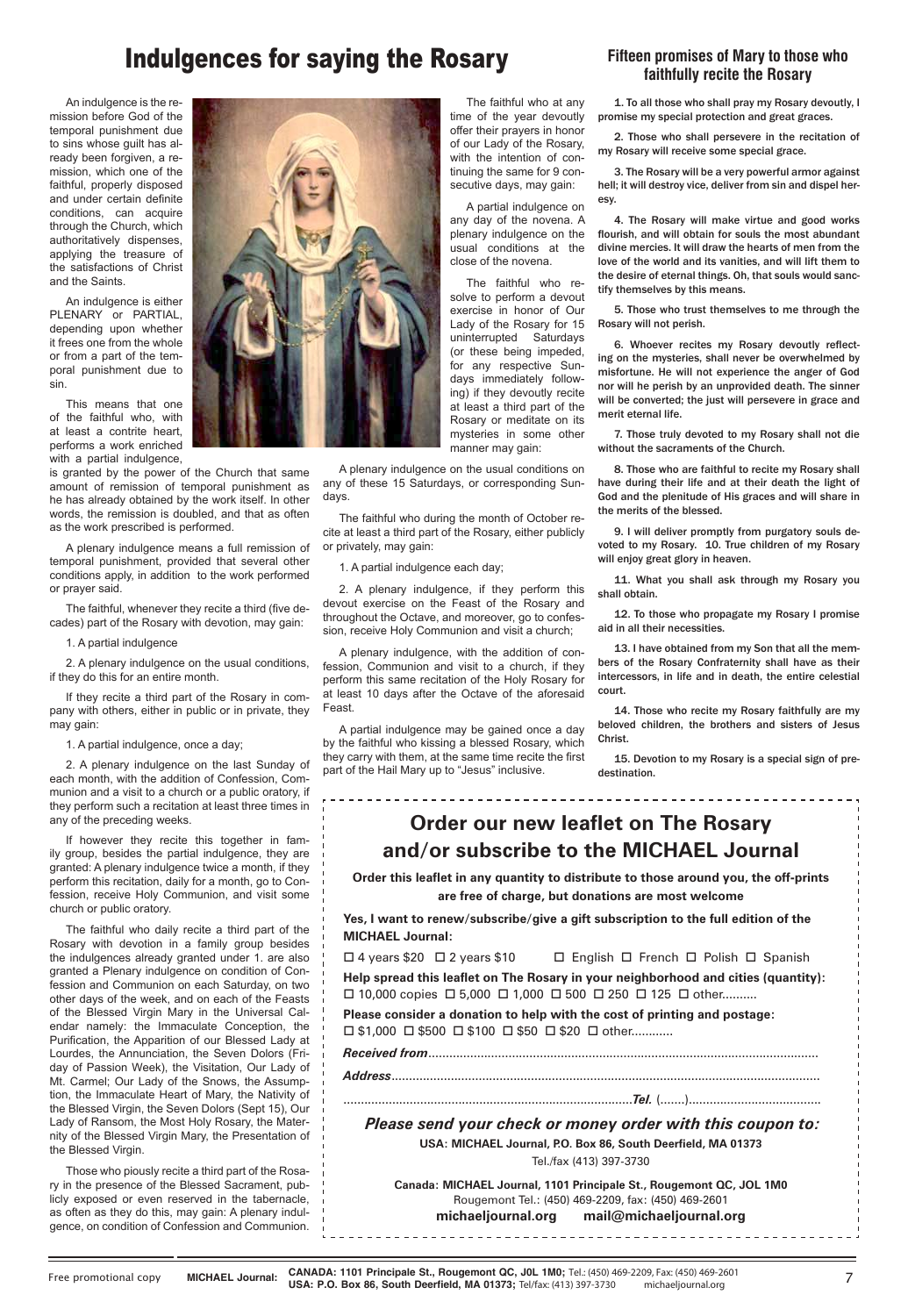## **Indulgences for saying the Rosary Fifteen promises of Mary to those who**

An indulgence is the remission before God of the temporal punishment due to sins whose guilt has already been forgiven, a remission, which one of the faithful, properly disposed and under certain definite conditions, can acquire through the Church, which authoritatively dispenses, applying the treasure of the satisfactions of Christ and the Saints.

An indulgence is either PLENARY or PARTIAL, depending upon whether it frees one from the whole or from a part of the temporal punishment due to sin.

This means that one of the faithful who, with at least a contrite heart, performs a work enriched with a partial indulgence,

is granted by the power of the Church that same amount of remission of temporal punishment as he has already obtained by the work itself. In other words, the remission is doubled, and that as often as the work prescribed is performed.

A plenary indulgence means a full remission of temporal punishment, provided that several other conditions apply, in addition to the work performed or prayer said.

The faithful, whenever they recite a third (five decades) part of the Rosary with devotion, may gain:

1. A partial indulgence

2. A plenary indulgence on the usual conditions, if they do this for an entire month.

If they recite a third part of the Rosary in company with others, either in public or in private, they may gain:

1. A partial indulgence, once a day;

2. A plenary indulgence on the last Sunday of each month, with the addition of Confession, Communion and a visit to a church or a public oratory, if they perform such a recitation at least three times in any of the preceding weeks.

If however they recite this together in family group, besides the partial indulgence, they are granted: A plenary indulgence twice a month, if they perform this recitation, daily for a month, go to Confession, receive Holy Communion, and visit some church or public oratory.

> **Help spread this leaflet on The Rosary in your neighborhood and cities (quantity):**  $\Box$  10,000 copies  $\Box$  5,000  $\Box$  1,000  $\Box$  500  $\Box$  250  $\Box$  125  $\Box$  other.........

The faithful who daily recite a third part of the Rosary with devotion in a family group besides the indulgences already granted under 1. are also granted a Plenary indulgence on condition of Confession and Communion on each Saturday, on two other days of the week, and on each of the Feasts of the Blessed Virgin Mary in the Universal Calendar namely: the Immaculate Conception, the Purification, the Apparition of our Blessed Lady at Lourdes, the Annunciation, the Seven Dolors (Friday of Passion Week), the Visitation, Our Lady of Mt. Carmel; Our Lady of the Snows, the Assumption, the Immaculate Heart of Mary, the Nativity of the Blessed Virgin, the Seven Dolors (Sept 15), Our Lady of Ransom, the Most Holy Rosary, the Maternity of the Blessed Virgin Mary, the Presentation of the Blessed Virgin.

| $\Box$ \$1,000 $\Box$ \$500 $\Box$ \$100 $\Box$ \$50 $\Box$ \$20 $\Box$ other |
|-------------------------------------------------------------------------------|
|                                                                               |
|                                                                               |
|                                                                               |
| Please send your check or money order with this coupon to:                    |
| USA: MICHAEL Journal, P.O. Box 86, South Deerfield, MA 01373                  |
| Tel./fax (413) 397-3730                                                       |
| Canada: MICHAEL Journal, 1101 Principale St., Rougemont QC, JOL 1M0           |
| Rougemont Tel.: (450) 469-2209, fax: (450) 469-2601                           |
| michaeljournal.org mail@michaeljournal.org                                    |

**CANADA: 1101 Principale St., Rougemont QC, J0L 1M0;** Tel.: (450) 469-2209, Fax: (450) 469-2601<br> **USA: P.O. Box 86, South Deerfield, MA 01373;** Tel/fax: (413) 397-3730 michaeljournal.org Free promotional copy **MICHAEL Journal: CANADA: 1101 Principale St., Rougemont QC, JUL 1MU;** 1el.: (450) 4<br>**USA: P.O. Box 86, South Deerfield, MA 01373;** Tel/fax: (413) 397-3730

Those who piously recite a third part of the Rosary in the presence of the Blessed Sacrament, publicly exposed or even reserved in the tabernacle, as often as they do this, may gain: A plenary indulgence, on condition of Confession and Communion. The faithful who at any

A partial indulgence on

The faithful who re-



11. What you shall ask through my Rosary you shall obtain.

manner may gain: A plenary indulgence on the usual conditions on any of these 15 Saturdays, or corresponding Sundays.

The faithful who during the month of October recite at least a third part of the Rosary, either publicly or privately, may gain:

1. A partial indulgence each day;

2. A plenary indulgence, if they perform this devout exercise on the Feast of the Rosary and throughout the Octave, and moreover, go to confession, receive Holy Communion and visit a church;

A plenary indulgence, with the addition of confession, Communion and visit to a church, if they perform this same recitation of the Holy Rosary for at least 10 days after the Octave of the aforesaid Feast.

A partial indulgence may be gained once a day by the faithful who kissing a blessed Rosary, which they carry with them, at the same time recite the first part of the Hail Mary up to "Jesus" inclusive.

## **Order our new leaflet on The Rosary and/or subscribe to the MICHAEL Journal**

**Order this leaflet in any quantity to distribute to those around you, the off-prints are free of charge, but donations are most welcome**

**Yes, I want to renew/subscribe/give a gift subscription to the full edition of the MICHAEL Journal:**

 $\Box$  4 years \$20  $\Box$  2 years \$10  $\Box$  English  $\Box$  French  $\Box$  Polish  $\Box$  Spanish

**Please consider a donation to help with the cost of printing and postage:**

## **faithfully recite the Rosary**

1. To all those who shall pray my Rosary devoutly, I promise my special protection and great graces.

2. Those who shall persevere in the recitation of my Rosary will receive some special grace.

3. The Rosary will be a very powerful armor against hell; it will destroy vice, deliver from sin and dispel heresy.

4. The Rosary will make virtue and good works flourish, and will obtain for souls the most abundant divine mercies. It will draw the hearts of men from the love of the world and its vanities, and will lift them to the desire of eternal things. Oh, that souls would sanctify themselves by this means.

5. Those who trust themselves to me through the Rosary will not perish.

6. Whoever recites my Rosary devoutly reflecting on the mysteries, shall never be overwhelmed by misfortune. He will not experience the anger of God nor will he perish by an unprovided death. The sinner will be converted; the just will persevere in grace and merit eternal life.

7. Those truly devoted to my Rosary shall not die without the sacraments of the Church.

8. Those who are faithful to recite my Rosary shall have during their life and at their death the light of God and the plenitude of His graces and will share in the merits of the blessed.

9. I will deliver promptly from purgatory souls devoted to my Rosary. 10. True children of my Rosary will enjoy great glory in heaven.

12. To those who propagate my Rosary I promise aid in all their necessities.

13. I have obtained from my Son that all the members of the Rosary Confraternity shall have as their intercessors, in life and in death, the entire celestial court.

14. Those who recite my Rosary faithfully are my beloved children, the brothers and sisters of Jesus Christ.

15. Devotion to my Rosary is a special sign of predestination.